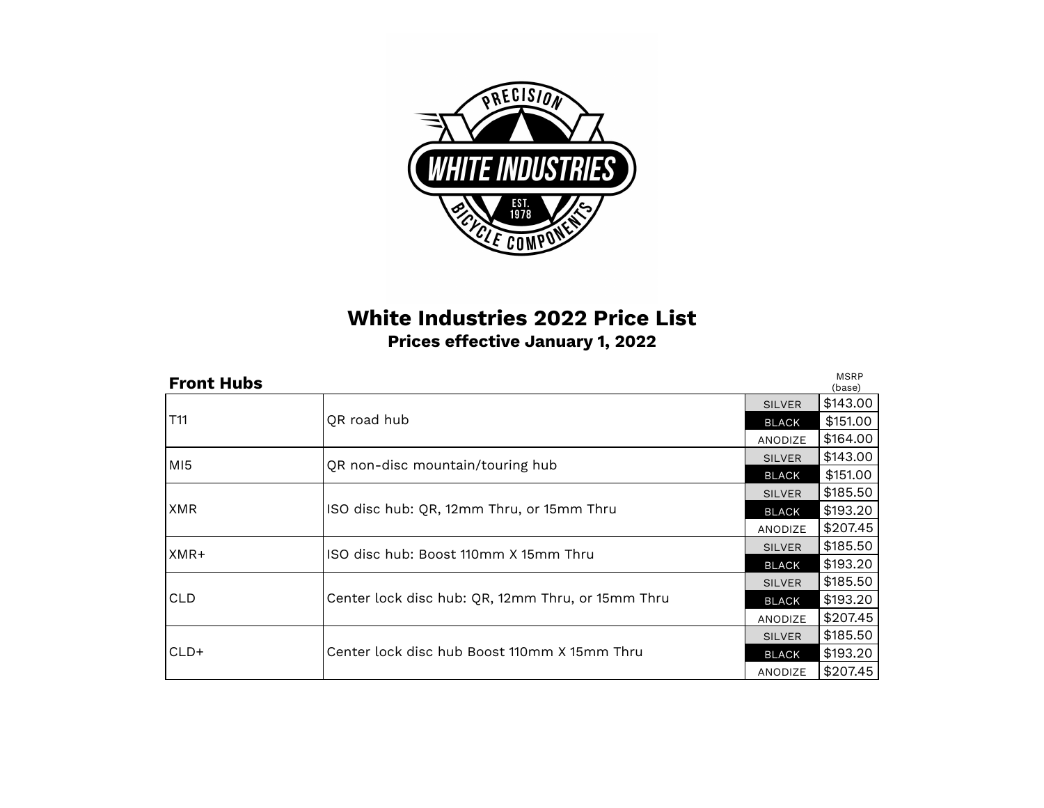# White Industries 2022 Price List

**Prices effective January 1, 2022**

## Front Hubs

| Model | Description | Finish | MSRP (base) |
|---|---|---|---|
| T11 | QR road hub | SILVER | $143.00 |
| | | BLACK | $151.00 |
| | | ANODIZE | $164.00 |
| MI5 | QR non-disc mountain/touring hub | SILVER | $143.00 |
| | | BLACK | $151.00 |
| XMR | ISO disc hub: QR, 12mm Thru, or 15mm Thru | SILVER | $185.50 |
| | | BLACK | $193.20 |
| | | ANODIZE | $207.45 |
| XMR+ | ISO disc hub: Boost 110mm X 15mm Thru | SILVER | $185.50 |
| | | BLACK | $193.20 |
| CLD | Center lock disc hub: QR, 12mm Thru, or 15mm Thru | SILVER | $185.50 |
| | | BLACK | $193.20 |
| | | ANODIZE | $207.45 |
| CLD+ | Center lock disc hub Boost 110mm X 15mm Thru | SILVER | $185.50 |
| | | BLACK | $193.20 |
| | | ANODIZE | $207.45 |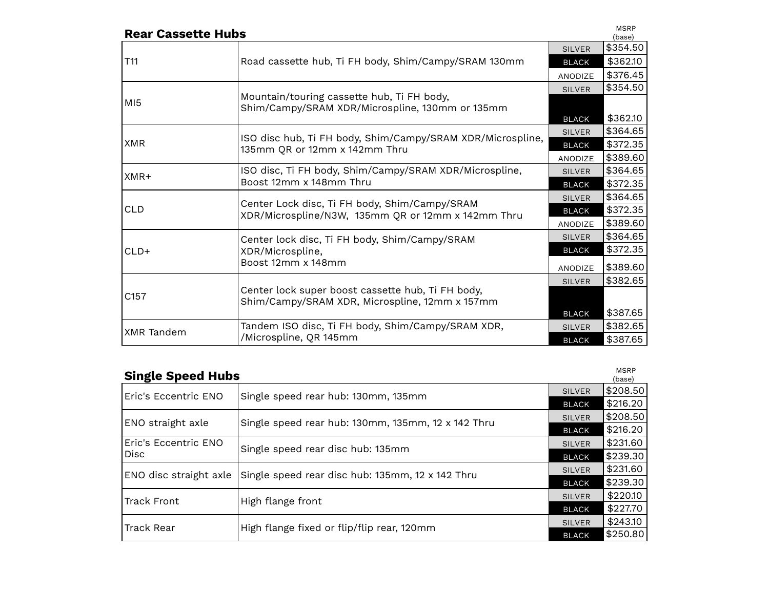## Rear Cassette Hubs

| Model | Description | Finish | MSRP (base) |
|---|---|---|---|
| T11 | Road cassette hub, Ti FH body, Shim/Campy/SRAM 130mm | SILVER | $354.50 |
| | | BLACK | $362.10 |
| | | ANODIZE | $376.45 |
| MI5 | Mountain/touring cassette hub, Ti FH body, Shim/Campy/SRAM XDR/Microspline, 130mm or 135mm | SILVER | $354.50 |
| | | BLACK | $362.10 |
| XMR | ISO disc hub, Ti FH body, Shim/Campy/SRAM XDR/Microspline, 135mm QR or 12mm x 142mm Thru | SILVER | $364.65 |
| | | BLACK | $372.35 |
| | | ANODIZE | $389.60 |
| XMR+ | ISO disc, Ti FH body, Shim/Campy/SRAM XDR/Microspline, Boost 12mm x 148mm Thru | SILVER | $364.65 |
| | | BLACK | $372.35 |
| CLD | Center Lock disc, Ti FH body, Shim/Campy/SRAM XDR/Microspline/N3W, 135mm QR or 12mm x 142mm Thru | SILVER | $364.65 |
| | | BLACK | $372.35 |
| | | ANODIZE | $389.60 |
| CLD+ | Center lock disc, Ti FH body, Shim/Campy/SRAM XDR/Microspline, Boost 12mm x 148mm | SILVER | $364.65 |
| | | BLACK | $372.35 |
| | | ANODIZE | $389.60 |
| C157 | Center lock super boost cassette hub, Ti FH body, Shim/Campy/SRAM XDR, Microspline, 12mm x 157mm | SILVER | $382.65 |
| | | BLACK | $387.65 |
| XMR Tandem | Tandem ISO disc, Ti FH body, Shim/Campy/SRAM XDR, /Microspline, QR 145mm | SILVER | $382.65 |
| | | BLACK | $387.65 |

## Single Speed Hubs

| Model | Description | Finish | MSRP (base) |
|---|---|---|---|
| Eric's Eccentric ENO | Single speed rear hub: 130mm, 135mm | SILVER | $208.50 |
| | | BLACK | $216.20 |
| ENO straight axle | Single speed rear hub: 130mm, 135mm, 12 x 142 Thru | SILVER | $208.50 |
| | | BLACK | $216.20 |
| Eric's Eccentric ENO Disc | Single speed rear disc hub: 135mm | SILVER | $231.60 |
| | | BLACK | $239.30 |
| ENO disc straight axle | Single speed rear disc hub: 135mm, 12 x 142 Thru | SILVER | $231.60 |
| | | BLACK | $239.30 |
| Track Front | High flange front | SILVER | $220.10 |
| | | BLACK | $227.70 |
| Track Rear | High flange fixed or flip/flip rear, 120mm | SILVER | $243.10 |
| | | BLACK | $250.80 |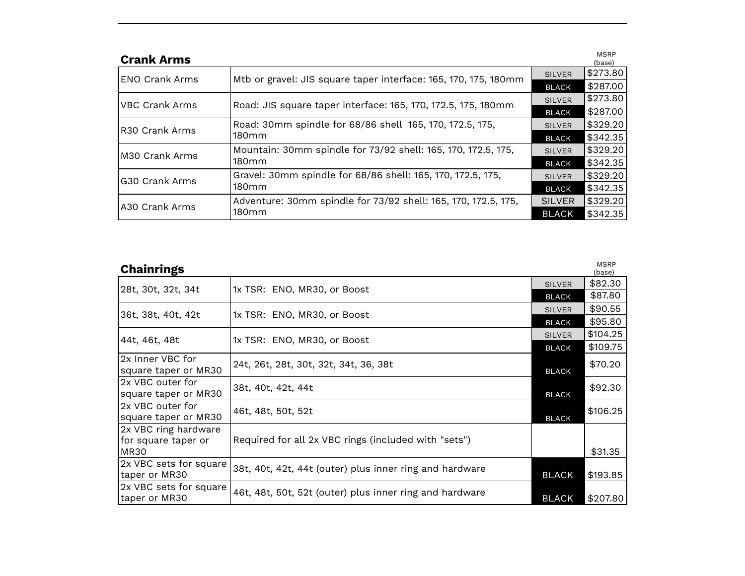## Crank Arms

| Product | Description | Color | MSRP (base) |
|---|---|---|---|
| ENO Crank Arms | Mtb or gravel: JIS square taper interface: 165, 170, 175, 180mm | SILVER | $273.80 |
| | | BLACK | $287.00 |
| VBC Crank Arms | Road: JIS square taper interface: 165, 170, 172.5, 175, 180mm | SILVER | $273.80 |
| | | BLACK | $287.00 |
| R30 Crank Arms | Road: 30mm spindle for 68/86 shell 165, 170, 172.5, 175, 180mm | SILVER | $329.20 |
| | | BLACK | $342.35 |
| M30 Crank Arms | Mountain: 30mm spindle for 73/92 shell: 165, 170, 172.5, 175, 180mm | SILVER | $329.20 |
| | | BLACK | $342.35 |
| G30 Crank Arms | Gravel: 30mm spindle for 68/86 shell: 165, 170, 172.5, 175, 180mm | SILVER | $329.20 |
| | | BLACK | $342.35 |
| A30 Crank Arms | Adventure: 30mm spindle for 73/92 shell: 165, 170, 172.5, 175, 180mm | SILVER | $329.20 |
| | | BLACK | $342.35 |

## Chainrings

| Product | Description | Color | MSRP (base) |
|---|---|---|---|
| 28t, 30t, 32t, 34t | 1x TSR: ENO, MR30, or Boost | SILVER | $82.30 |
| | | BLACK | $87.80 |
| 36t, 38t, 40t, 42t | 1x TSR: ENO, MR30, or Boost | SILVER | $90.55 |
| | | BLACK | $95.80 |
| 44t, 46t, 48t | 1x TSR: ENO, MR30, or Boost | SILVER | $104.25 |
| | | BLACK | $109.75 |
| 2x Inner VBC for square taper or MR30 | 24t, 26t, 28t, 30t, 32t, 34t, 36, 38t | BLACK | $70.20 |
| 2x VBC outer for square taper or MR30 | 38t, 40t, 42t, 44t | BLACK | $92.30 |
| 2x VBC outer for square taper or MR30 | 46t, 48t, 50t, 52t | BLACK | $106.25 |
| 2x VBC ring hardware for square taper or MR30 | Required for all 2x VBC rings (included with "sets") | | $31.35 |
| 2x VBC sets for square taper or MR30 | 38t, 40t, 42t, 44t (outer) plus inner ring and hardware | BLACK | $193.85 |
| 2x VBC sets for square taper or MR30 | 46t, 48t, 50t, 52t (outer) plus inner ring and hardware | BLACK | $207.80 |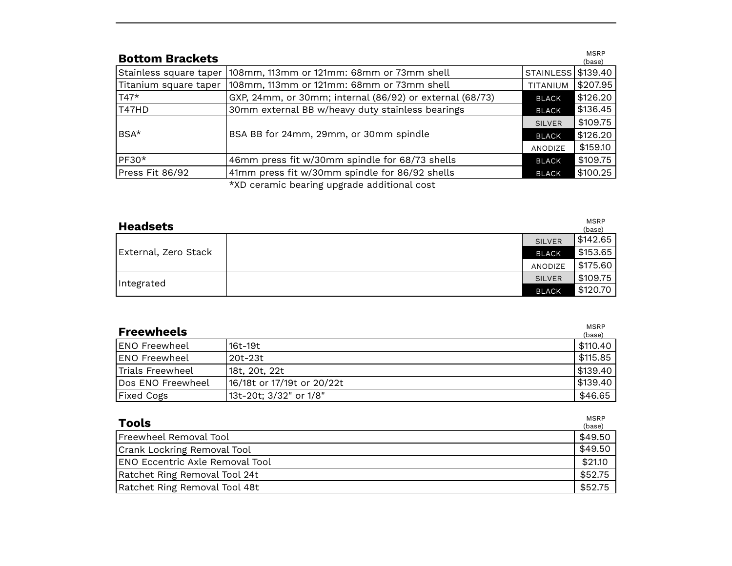## Bottom Brackets

| Product | Description | Finish | MSRP (base) |
|---|---|---|---|
| Stainless square taper | 108mm, 113mm or 121mm: 68mm or 73mm shell | STAINLESS | $139.40 |
| Titanium square taper | 108mm, 113mm or 121mm: 68mm or 73mm shell | TITANIUM | $207.95 |
| T47* | GXP, 24mm, or 30mm; internal (86/92) or external (68/73) | BLACK | $126.20 |
| T47HD | 30mm external BB w/heavy duty stainless bearings | BLACK | $136.45 |
| BSA* | BSA BB for 24mm, 29mm, or 30mm spindle | SILVER | $109.75 |
| | | BLACK | $126.20 |
| | | ANODIZE | $159.10 |
| PF30* | 46mm press fit w/30mm spindle for 68/73 shells | BLACK | $109.75 |
| Press Fit 86/92 | 41mm press fit w/30mm spindle for 86/92 shells | BLACK | $100.25 |

*XD ceramic bearing upgrade additional cost

## Headsets

| Product | Description | Finish | MSRP (base) |
|---|---|---|---|
| External, Zero Stack | | SILVER | $142.65 |
| | | BLACK | $153.65 |
| | | ANODIZE | $175.60 |
| Integrated | | SILVER | $109.75 |
| | | BLACK | $120.70 |

## Freewheels

| Product | Description | MSRP (base) |
|---|---|---|
| ENO Freewheel | 16t-19t | $110.40 |
| ENO Freewheel | 20t-23t | $115.85 |
| Trials Freewheel | 18t, 20t, 22t | $139.40 |
| Dos ENO Freewheel | 16/18t or 17/19t or 20/22t | $139.40 |
| Fixed Cogs | 13t-20t; 3/32" or 1/8" | $46.65 |

## Tools

| Product | MSRP (base) |
|---|---|
| Freewheel Removal Tool | $49.50 |
| Crank Lockring Removal Tool | $49.50 |
| ENO Eccentric Axle Removal Tool | $21.10 |
| Ratchet Ring Removal Tool 24t | $52.75 |
| Ratchet Ring Removal Tool 48t | $52.75 |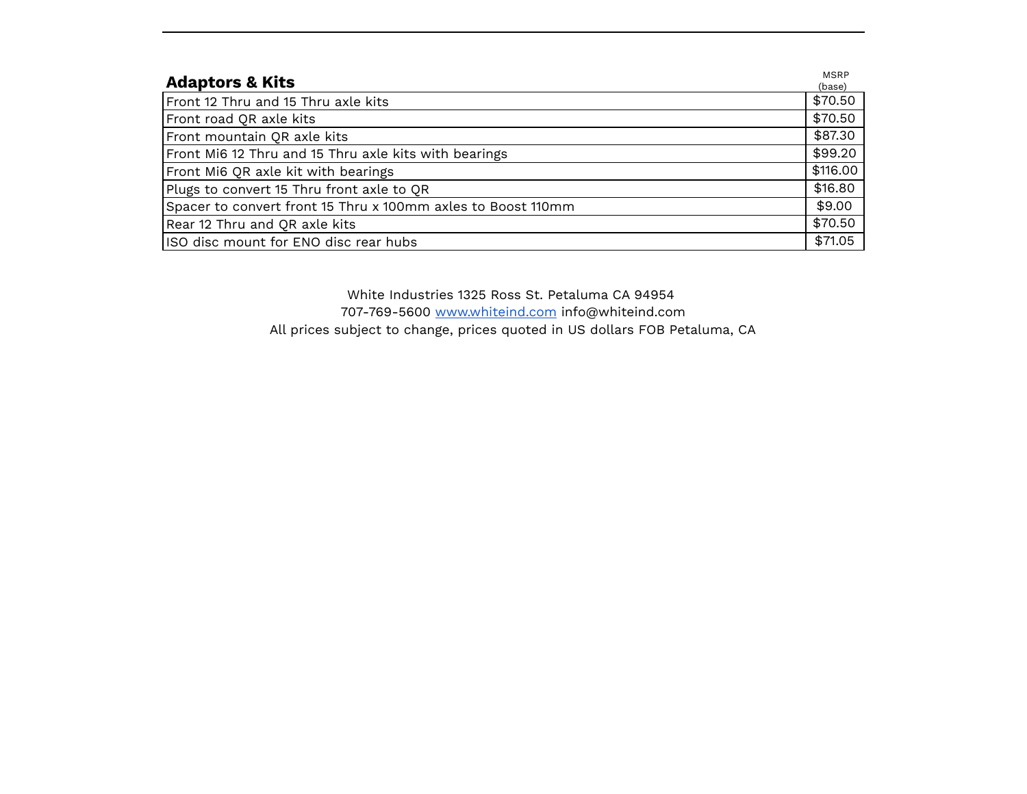## Adaptors & Kits

| | MSRP (base) |
|---|---|
| Front 12 Thru and 15 Thru axle kits | $70.50 |
| Front road QR axle kits | $70.50 |
| Front mountain QR axle kits | $87.30 |
| Front Mi6 12 Thru and 15 Thru axle kits with bearings | $99.20 |
| Front Mi6 QR axle kit with bearings | $116.00 |
| Plugs to convert 15 Thru front axle to QR | $16.80 |
| Spacer to convert front 15 Thru x 100mm axles to Boost 110mm | $9.00 |
| Rear 12 Thru and QR axle kits | $70.50 |
| ISO disc mount for ENO disc rear hubs | $71.05 |

White Industries 1325 Ross St. Petaluma CA 94954
707-769-5600 www.whiteind.com info@whiteind.com
All prices subject to change, prices quoted in US dollars FOB Petaluma, CA